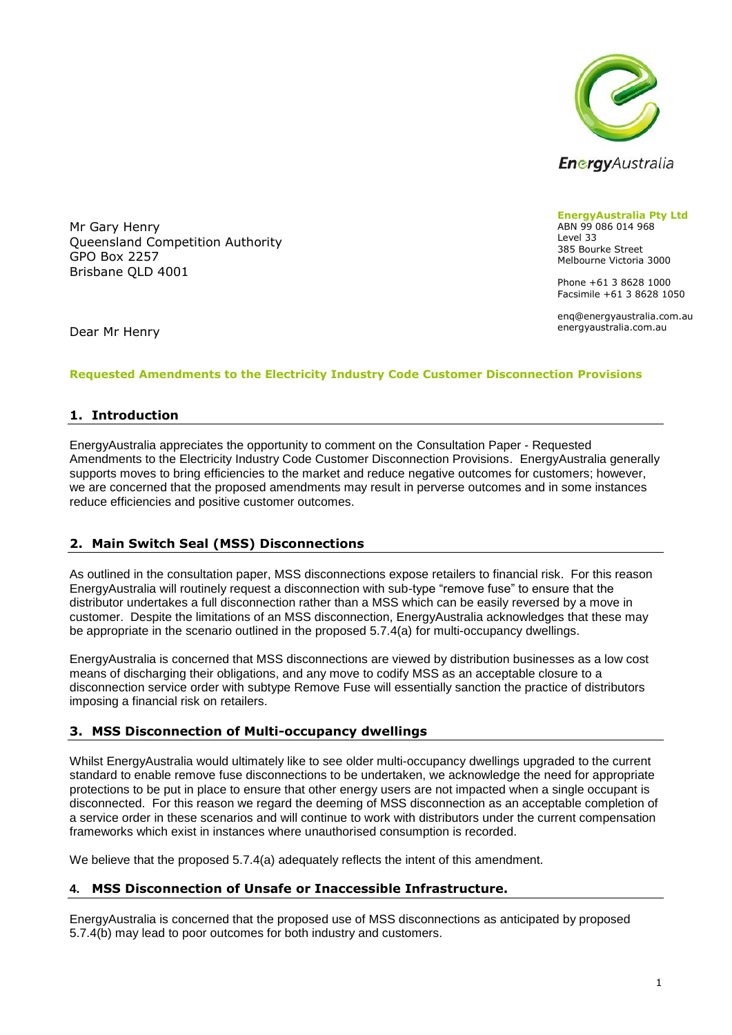EnergyAustralia

**EnergyAustralia Pty Ltd**
ABN 99 086 014 968
Level 33
385 Bourke Street
Melbourne Victoria 3000

Phone +61 3 8628 1000
Facsimile +61 3 8628 1050

enq@energyaustralia.com.au
energyaustralia.com.au

Mr Gary Henry
Queensland Competition Authority
GPO Box 2257
Brisbane QLD 4001

Dear Mr Henry

**Requested Amendments to the Electricity Industry Code Customer Disconnection Provisions**

## 1. Introduction

EnergyAustralia appreciates the opportunity to comment on the Consultation Paper - Requested Amendments to the Electricity Industry Code Customer Disconnection Provisions. EnergyAustralia generally supports moves to bring efficiencies to the market and reduce negative outcomes for customers; however, we are concerned that the proposed amendments may result in perverse outcomes and in some instances reduce efficiencies and positive customer outcomes.

## 2. Main Switch Seal (MSS) Disconnections

As outlined in the consultation paper, MSS disconnections expose retailers to financial risk. For this reason EnergyAustralia will routinely request a disconnection with sub-type "remove fuse" to ensure that the distributor undertakes a full disconnection rather than a MSS which can be easily reversed by a move in customer. Despite the limitations of an MSS disconnection, EnergyAustralia acknowledges that these may be appropriate in the scenario outlined in the proposed 5.7.4(a) for multi-occupancy dwellings.

EnergyAustralia is concerned that MSS disconnections are viewed by distribution businesses as a low cost means of discharging their obligations, and any move to codify MSS as an acceptable closure to a disconnection service order with subtype Remove Fuse will essentially sanction the practice of distributors imposing a financial risk on retailers.

## 3. MSS Disconnection of Multi-occupancy dwellings

Whilst EnergyAustralia would ultimately like to see older multi-occupancy dwellings upgraded to the current standard to enable remove fuse disconnections to be undertaken, we acknowledge the need for appropriate protections to be put in place to ensure that other energy users are not impacted when a single occupant is disconnected. For this reason we regard the deeming of MSS disconnection as an acceptable completion of a service order in these scenarios and will continue to work with distributors under the current compensation frameworks which exist in instances where unauthorised consumption is recorded.

We believe that the proposed 5.7.4(a) adequately reflects the intent of this amendment.

## 4. MSS Disconnection of Unsafe or Inaccessible Infrastructure.

EnergyAustralia is concerned that the proposed use of MSS disconnections as anticipated by proposed 5.7.4(b) may lead to poor outcomes for both industry and customers.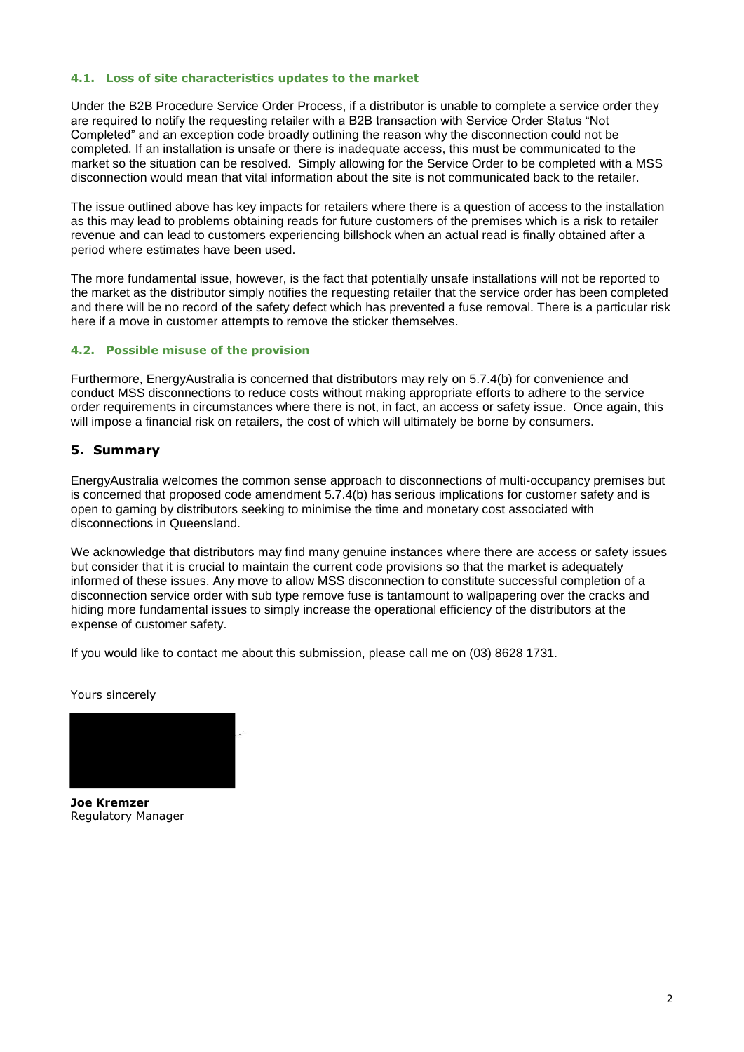### 4.1. Loss of site characteristics updates to the market

Under the B2B Procedure Service Order Process, if a distributor is unable to complete a service order they are required to notify the requesting retailer with a B2B transaction with Service Order Status "Not Completed" and an exception code broadly outlining the reason why the disconnection could not be completed. If an installation is unsafe or there is inadequate access, this must be communicated to the market so the situation can be resolved. Simply allowing for the Service Order to be completed with a MSS disconnection would mean that vital information about the site is not communicated back to the retailer.

The issue outlined above has key impacts for retailers where there is a question of access to the installation as this may lead to problems obtaining reads for future customers of the premises which is a risk to retailer revenue and can lead to customers experiencing billshock when an actual read is finally obtained after a period where estimates have been used.

The more fundamental issue, however, is the fact that potentially unsafe installations will not be reported to the market as the distributor simply notifies the requesting retailer that the service order has been completed and there will be no record of the safety defect which has prevented a fuse removal. There is a particular risk here if a move in customer attempts to remove the sticker themselves.

### 4.2. Possible misuse of the provision

Furthermore, EnergyAustralia is concerned that distributors may rely on 5.7.4(b) for convenience and conduct MSS disconnections to reduce costs without making appropriate efforts to adhere to the service order requirements in circumstances where there is not, in fact, an access or safety issue. Once again, this will impose a financial risk on retailers, the cost of which will ultimately be borne by consumers.

## 5. Summary

EnergyAustralia welcomes the common sense approach to disconnections of multi-occupancy premises but is concerned that proposed code amendment 5.7.4(b) has serious implications for customer safety and is open to gaming by distributors seeking to minimise the time and monetary cost associated with disconnections in Queensland.

We acknowledge that distributors may find many genuine instances where there are access or safety issues but consider that it is crucial to maintain the current code provisions so that the market is adequately informed of these issues. Any move to allow MSS disconnection to constitute successful completion of a disconnection service order with sub type remove fuse is tantamount to wallpapering over the cracks and hiding more fundamental issues to simply increase the operational efficiency of the distributors at the expense of customer safety.

If you would like to contact me about this submission, please call me on (03) 8628 1731.

Yours sincerely

**Joe Kremzer**
Regulatory Manager